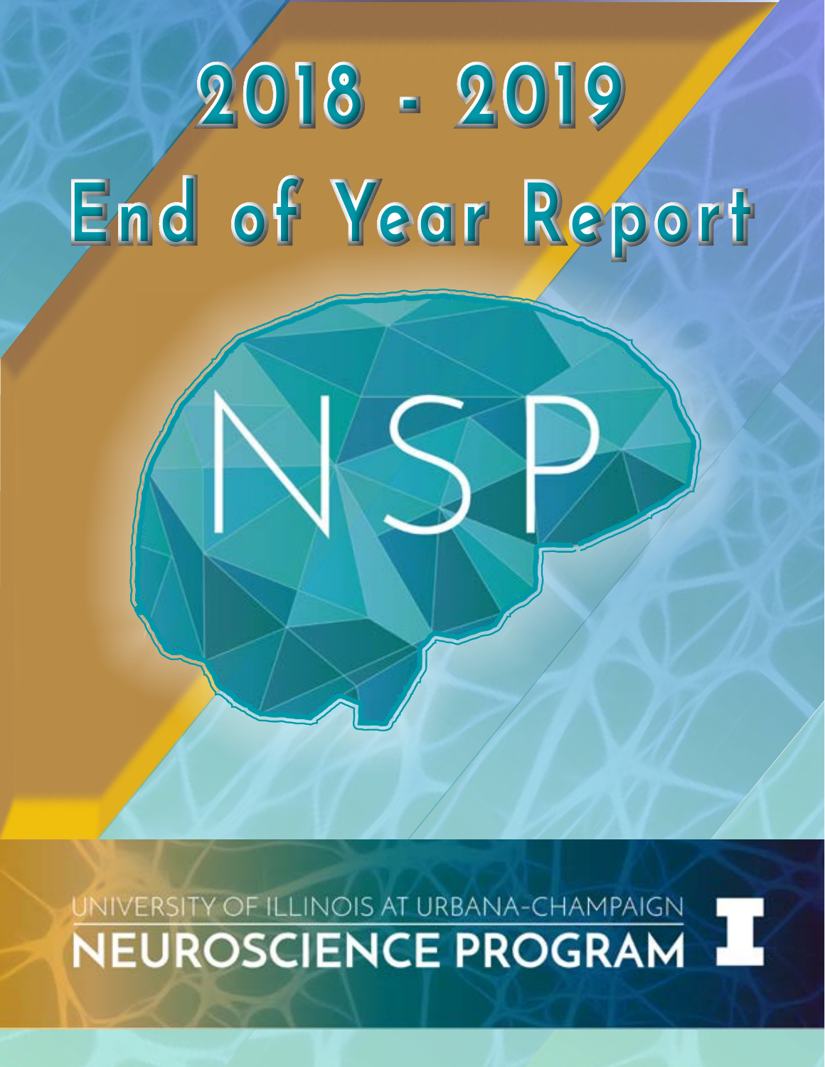# 2018 - 2019 End of Year Report

NSP

UNIVERSITY OF ILLINOIS AT URBANA-CHAMPAIGN

NEUROSCIENCE PROGRAM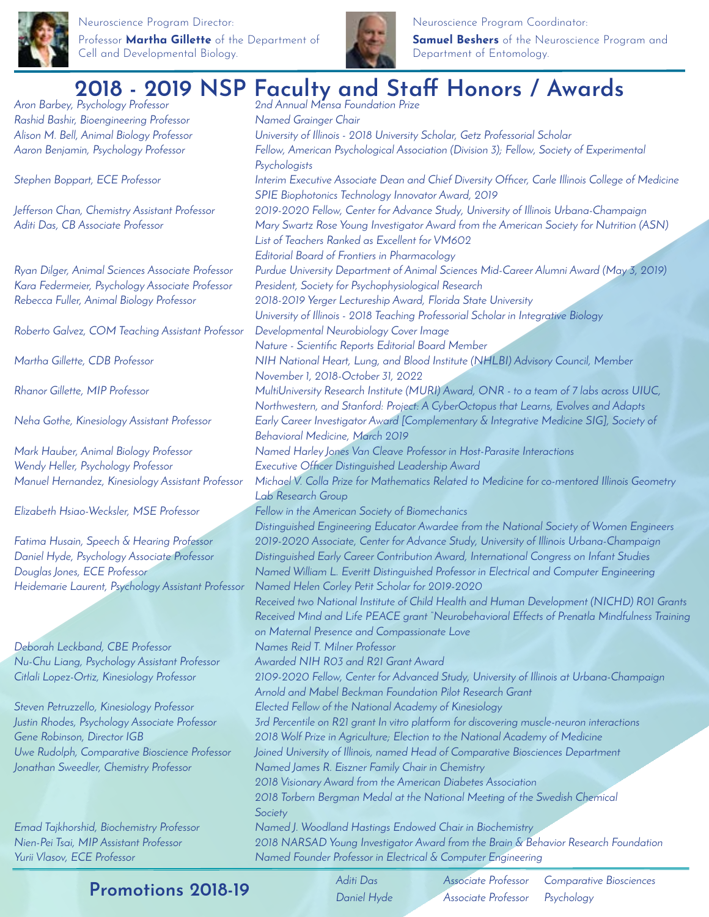Neuroscience Program Director:
Professor **Martha Gillette** of the Department of Cell and Developmental Biology.

Neuroscience Program Coordinator:
**Samuel Beshers** of the Neuroscience Program and Department of Entomology.

# 2018 - 2019 NSP Faculty and Staff Honors / Awards

| Name | Honor / Award |
| --- | --- |
| *Aron Barbey, Psychology Professor* | *2nd Annual Mensa Foundation Prize* |
| *Rashid Bashir, Bioengineering Professor* | *Named Grainger Chair* |
| *Alison M. Bell, Animal Biology Professor* | *University of Illinois - 2018 University Scholar, Getz Professorial Scholar* |
| *Aaron Benjamin, Psychology Professor* | *Fellow, American Psychological Association (Division 3); Fellow, Society of Experimental Psychologists* |
| *Stephen Boppart, ECE Professor* | *Interim Executive Associate Dean and Chief Diversity Officer, Carle Illinois College of Medicine*<br>*SPIE Biophotonics Technology Innovator Award, 2019* |
| *Jefferson Chan, Chemistry Assistant Professor* | *2019-2020 Fellow, Center for Advance Study, University of Illinois Urbana-Champaign* |
| *Aditi Das, CB Associate Professor* | *Mary Swartz Rose Young Investigator Award from the American Society for Nutrition (ASN)*<br>*List of Teachers Ranked as Excellent for VM602*<br>*Editorial Board of Frontiers in Pharmacology* |
| *Ryan Dilger, Animal Sciences Associate Professor* | *Purdue University Department of Animal Sciences Mid-Career Alumni Award (May 3, 2019)* |
| *Kara Federmeier, Psychology Associate Professor* | *President, Society for Psychophysiological Research* |
| *Rebecca Fuller, Animal Biology Professor* | *2018-2019 Yerger Lectureship Award, Florida State University*<br>*University of Illinois - 2018 Teaching Professorial Scholar in Integrative Biology* |
| *Roberto Galvez, COM Teaching Assistant Professor* | *Developmental Neurobiology Cover Image*<br>*Nature - Scientific Reports Editorial Board Member* |
| *Martha Gillette, CDB Professor* | *NIH National Heart, Lung, and Blood Institute (NHLBI) Advisory Council, Member November 1, 2018-October 31, 2022* |
| *Rhanor Gillette, MIP Professor* | *MultiUniversity Research Institute (MURI) Award, ONR - to a team of 7 labs across UIUC, Northwestern, and Stanford: Project: A CyberOctopus that Learns, Evolves and Adapts* |
| *Neha Gothe, Kinesiology Assistant Professor* | *Early Career Investigator Award [Complementary & Integrative Medicine SIG], Society of Behavioral Medicine, March 2019* |
| *Mark Hauber, Animal Biology Professor* | *Named Harley Jones Van Cleave Professor in Host-Parasite Interactions* |
| *Wendy Heller, Psychology Professor* | *Executive Officer Distinguished Leadership Award* |
| *Manuel Hernandez, Kinesiology Assistant Professor* | *Michael V. Colla Prize for Mathematics Related to Medicine for co-mentored Illinois Geometry Lab Research Group* |
| *Elizabeth Hsiao-Wecksler, MSE Professor* | *Fellow in the American Society of Biomechanics*<br>*Distinguished Engineering Educator Awardee from the National Society of Women Engineers* |
| *Fatima Husain, Speech & Hearing Professor* | *2019-2020 Associate, Center for Advance Study, University of Illinois Urbana-Champaign* |
| *Daniel Hyde, Psychology Associate Professor* | *Distinguished Early Career Contribution Award, International Congress on Infant Studies* |
| *Douglas Jones, ECE Professor* | *Named William L. Everitt Distinguished Professor in Electrical and Computer Engineering* |
| *Heidemarie Laurent, Psychology Assistant Professor* | *Named Helen Corley Petit Scholar for 2019-2020*<br>*Received two National Institute of Child Health and Human Development (NICHD) R01 Grants*<br>*Received Mind and Life PEACE grant "Neurobehavioral Effects of Prenatla Mindfulness Training on Maternal Presence and Compassionate Love* |
| *Deborah Leckband, CBE Professor* | *Names Reid T. Milner Professor* |
| *Nu-Chu Liang, Psychology Assistant Professor* | *Awarded NIH R03 and R21 Grant Award* |
| *Citlali Lopez-Ortiz, Kinesiology Professor* | *2109-2020 Fellow, Center for Advanced Study, University of Illinois at Urbana-Champaign*<br>*Arnold and Mabel Beckman Foundation Pilot Research Grant* |
| *Steven Petruzzello, Kinesiology Professor* | *Elected Fellow of the National Academy of Kinesiology* |
| *Justin Rhodes, Psychology Associate Professor* | *3rd Percentile on R21 grant In vitro platform for discovering muscle-neuron interactions* |
| *Gene Robinson, Director IGB* | *2018 Wolf Prize in Agriculture; Election to the National Academy of Medicine* |
| *Uwe Rudolph, Comparative Bioscience Professor* | *Joined University of Illinois, named Head of Comparative Biosciences Department* |
| *Jonathan Sweedler, Chemistry Professor* | *Named James R. Eiszner Family Chair in Chemistry*<br>*2018 Visionary Award from the American Diabetes Association*<br>*2018 Torbern Bergman Medal at the National Meeting of the Swedish Chemical Society* |
| *Emad Tajkhorshid, Biochemistry Professor* | *Named J. Woodland Hastings Endowed Chair in Biochemistry* |
| *Nien-Pei Tsai, MIP Assistant Professor* | *2018 NARSAD Young Investigator Award from the Brain & Behavior Research Foundation* |
| *Yurii Vlasov, ECE Professor* | *Named Founder Professor in Electrical & Computer Engineering* |

## Promotions 2018-19

| Name | Title | Department |
| --- | --- | --- |
| *Aditi Das* | *Associate Professor* | *Comparative Biosciences* |
| *Daniel Hyde* | *Associate Professor* | *Psychology* |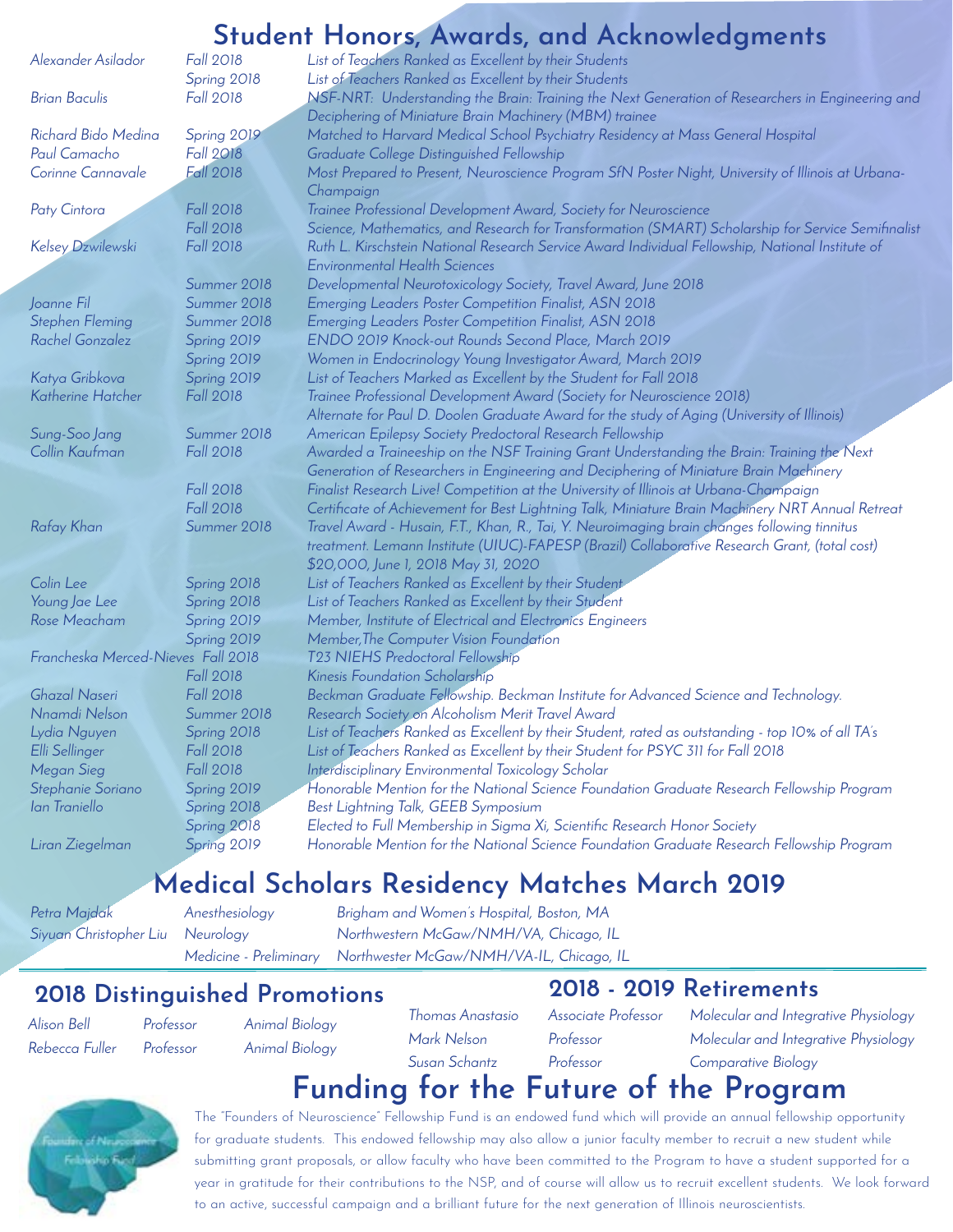# Student Honors, Awards, and Acknowledgments

| Name | Term | Award |
| --- | --- | --- |
| Alexander Asilador | Fall 2018 | List of Teachers Ranked as Excellent by their Students |
| | Spring 2018 | List of Teachers Ranked as Excellent by their Students |
| Brian Baculis | Fall 2018 | NSF-NRT: Understanding the Brain: Training the Next Generation of Researchers in Engineering and Deciphering of Miniature Brain Machinery (MBM) trainee |
| Richard Bido Medina | Spring 2019 | Matched to Harvard Medical School Psychiatry Residency at Mass General Hospital |
| Paul Camacho | Fall 2018 | Graduate College Distinguished Fellowship |
| Corinne Cannavale | Fall 2018 | Most Prepared to Present, Neuroscience Program SfN Poster Night, University of Illinois at Urbana-Champaign |
| Paty Cintora | Fall 2018 | Trainee Professional Development Award, Society for Neuroscience |
| | Fall 2018 | Science, Mathematics, and Research for Transformation (SMART) Scholarship for Service Semifinalist |
| Kelsey Dzwilewski | Fall 2018 | Ruth L. Kirschstein National Research Service Award Individual Fellowship, National Institute of Environmental Health Sciences |
| | Summer 2018 | Developmental Neurotoxicology Society, Travel Award, June 2018 |
| Joanne Fil | Summer 2018 | Emerging Leaders Poster Competition Finalist, ASN 2018 |
| Stephen Fleming | Summer 2018 | Emerging Leaders Poster Competition Finalist, ASN 2018 |
| Rachel Gonzalez | Spring 2019 | ENDO 2019 Knock-out Rounds Second Place, March 2019 |
| | Spring 2019 | Women in Endocrinology Young Investigator Award, March 2019 |
| Katya Gribkova | Spring 2019 | List of Teachers Marked as Excellent by the Student for Fall 2018 |
| Katherine Hatcher | Fall 2018 | Trainee Professional Development Award (Society for Neuroscience 2018) |
| | | Alternate for Paul D. Doolen Graduate Award for the study of Aging (University of Illinois) |
| Sung-Soo Jang | Summer 2018 | American Epilepsy Society Predoctoral Research Fellowship |
| Collin Kaufman | Fall 2018 | Awarded a Traineeship on the NSF Training Grant Understanding the Brain: Training the Next Generation of Researchers in Engineering and Deciphering of Miniature Brain Machinery |
| | Fall 2018 | Finalist Research Live! Competition at the University of Illinois at Urbana-Champaign |
| | Fall 2018 | Certificate of Achievement for Best Lightning Talk, Miniature Brain Machinery NRT Annual Retreat |
| Rafay Khan | Summer 2018 | Travel Award - Husain, F.T., Khan, R., Tai, Y. Neuroimaging brain changes following tinnitus treatment. Lemann Institute (UIUC)-FAPESP (Brazil) Collaborative Research Grant, (total cost) $20,000, June 1, 2018 May 31, 2020 |
| Colin Lee | Spring 2018 | List of Teachers Ranked as Excellent by their Student |
| Young Jae Lee | Spring 2018 | List of Teachers Ranked as Excellent by their Student |
| Rose Meacham | Spring 2019 | Member, Institute of Electrical and Electronics Engineers |
| | Spring 2019 | Member,The Computer Vision Foundation |
| Francheska Merced-Nieves | Fall 2018 | T23 NIEHS Predoctoral Fellowship |
| | Fall 2018 | Kinesis Foundation Scholarship |
| Ghazal Naseri | Fall 2018 | Beckman Graduate Fellowship. Beckman Institute for Advanced Science and Technology. |
| Nnamdi Nelson | Summer 2018 | Research Society on Alcoholism Merit Travel Award |
| Lydia Nguyen | Spring 2018 | List of Teachers Ranked as Excellent by their Student, rated as outstanding - top 10% of all TA's |
| Elli Sellinger | Fall 2018 | List of Teachers Ranked as Excellent by their Student for PSYC 311 for Fall 2018 |
| Megan Sieg | Fall 2018 | Interdisciplinary Environmental Toxicology Scholar |
| Stephanie Soriano | Spring 2019 | Honorable Mention for the National Science Foundation Graduate Research Fellowship Program |
| Ian Traniello | Spring 2018 | Best Lightning Talk, GEEB Symposium |
| | Spring 2018 | Elected to Full Membership in Sigma Xi, Scientific Research Honor Society |
| Liran Ziegelman | Spring 2019 | Honorable Mention for the National Science Foundation Graduate Research Fellowship Program |

# Medical Scholars Residency Matches March 2019

| Name | Specialty | Location |
| --- | --- | --- |
| Petra Majdak | Anesthesiology | Brigham and Women's Hospital, Boston, MA |
| Siyuan Christopher Liu | Neurology | Northwestern McGaw/NMH/VA, Chicago, IL |
| | Medicine - Preliminary | Northwester McGaw/NMH/VA-IL, Chicago, IL |

## 2018 Distinguished Promotions

| Name | Title | Department |
| --- | --- | --- |
| Alison Bell | Professor | Animal Biology |
| Rebecca Fuller | Professor | Animal Biology |

## 2018 - 2019 Retirements

| Name | Title | Department |
| --- | --- | --- |
| Thomas Anastasio | Associate Professor | Molecular and Integrative Physiology |
| Mark Nelson | Professor | Molecular and Integrative Physiology |
| Susan Schantz | Professor | Comparative Biology |

# Funding for the Future of the Program

The "Founders of Neuroscience" Fellowship Fund is an endowed fund which will provide an annual fellowship opportunity for graduate students. This endowed fellowship may also allow a junior faculty member to recruit a new student while submitting grant proposals, or allow faculty who have been committed to the Program to have a student supported for a year in gratitude for their contributions to the NSP, and of course will allow us to recruit excellent students. We look forward to an active, successful campaign and a brilliant future for the next generation of Illinois neuroscientists.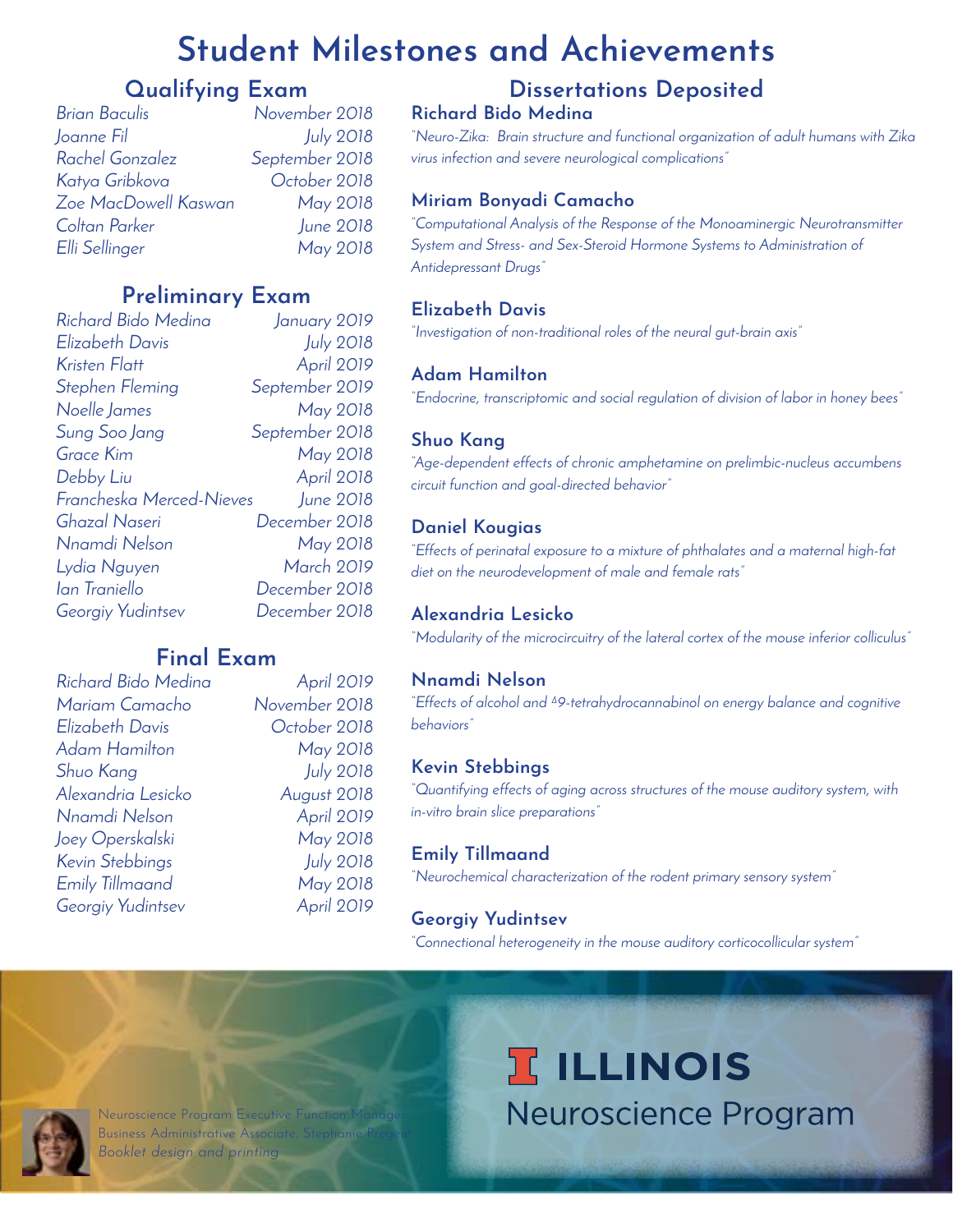# Student Milestones and Achievements

## Qualifying Exam

| | |
|---|---|
| *Brian Baculis* | *November 2018* |
| *Joanne Fil* | *July 2018* |
| *Rachel Gonzalez* | *September 2018* |
| *Katya Gribkova* | *October 2018* |
| *Zoe MacDowell Kaswan* | *May 2018* |
| *Coltan Parker* | *June 2018* |
| *Elli Sellinger* | *May 2018* |

## Preliminary Exam

| | |
|---|---|
| *Richard Bido Medina* | *January 2019* |
| *Elizabeth Davis* | *July 2018* |
| *Kristen Flatt* | *April 2019* |
| *Stephen Fleming* | *September 2019* |
| *Noelle James* | *May 2018* |
| *Sung Soo Jang* | *September 2018* |
| *Grace Kim* | *May 2018* |
| *Debby Liu* | *April 2018* |
| *Francheska Merced-Nieves* | *June 2018* |
| *Ghazal Naseri* | *December 2018* |
| *Nnamdi Nelson* | *May 2018* |
| *Lydia Nguyen* | *March 2019* |
| *Ian Traniello* | *December 2018* |
| *Georgiy Yudintsev* | *December 2018* |

## Final Exam

| | |
|---|---|
| *Richard Bido Medina* | *April 2019* |
| *Mariam Camacho* | *November 2018* |
| *Elizabeth Davis* | *October 2018* |
| *Adam Hamilton* | *May 2018* |
| *Shuo Kang* | *July 2018* |
| *Alexandria Lesicko* | *August 2018* |
| *Nnamdi Nelson* | *April 2019* |
| *Joey Operskalski* | *May 2018* |
| *Kevin Stebbings* | *July 2018* |
| *Emily Tillmaand* | *May 2018* |
| *Georgiy Yudintsev* | *April 2019* |

## Dissertations Deposited

### Richard Bido Medina

*"Neuro-Zika: Brain structure and functional organization of adult humans with Zika virus infection and severe neurological complications"*

### Miriam Bonyadi Camacho

*"Computational Analysis of the Response of the Monoaminergic Neurotransmitter System and Stress- and Sex-Steroid Hormone Systems to Administration of Antidepressant Drugs"*

### Elizabeth Davis

*"Investigation of non-traditional roles of the neural gut-brain axis"*

### Adam Hamilton

*"Endocrine, transcriptomic and social regulation of division of labor in honey bees"*

### Shuo Kang

*"Age-dependent effects of chronic amphetamine on prelimbic-nucleus accumbens circuit function and goal-directed behavior"*

### Daniel Kougias

*"Effects of perinatal exposure to a mixture of phthalates and a maternal high-fat diet on the neurodevelopment of male and female rats"*

### Alexandria Lesicko

*"Modularity of the microcircuitry of the lateral cortex of the mouse inferior colliculus"*

### Nnamdi Nelson

*"Effects of alcohol and Δ9-tetrahydrocannabinol on energy balance and cognitive behaviors"*

### Kevin Stebbings

*"Quantifying effects of aging across structures of the mouse auditory system, with in-vitro brain slice preparations"*

### Emily Tillmaand

*"Neurochemical characterization of the rodent primary sensory system"*

### Georgiy Yudintsev

*"Connectional heterogeneity in the mouse auditory corticocollicular system"*

Neuroscience Program Executive Function Manager
Business Administrative Associate, Stephanie Pregent
*Booklet design and printing*

**ILLINOIS**
Neuroscience Program